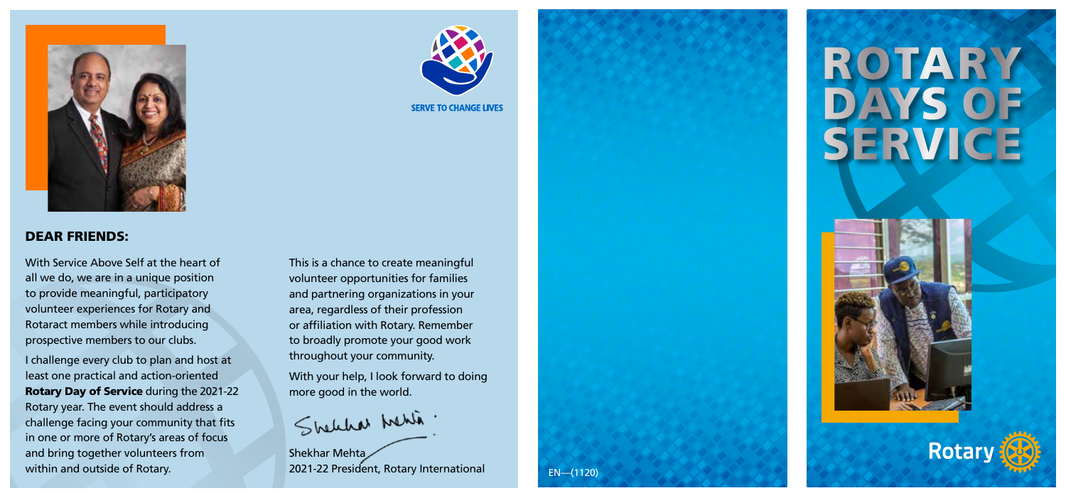SERVE TO CHANGE LIVES

## DEAR FRIENDS:

With Service Above Self at the heart of all we do, we are in a unique position to provide meaningful, participatory volunteer experiences for Rotary and Rotaract members while introducing prospective members to our clubs.

I challenge every club to plan and host at least one practical and action-oriented **Rotary Day of Service** during the 2021-22 Rotary year. The event should address a challenge facing your community that fits in one or more of Rotary's areas of focus and bring together volunteers from within and outside of Rotary.

This is a chance to create meaningful volunteer opportunities for families and partnering organizations in your area, regardless of their profession or affiliation with Rotary. Remember to broadly promote your good work throughout your community.

With your help, I look forward to doing more good in the world.

Shekhar Mehta
2021-22 President, Rotary International

EN—(1120)

# ROTARY DAYS OF SERVICE

Rotary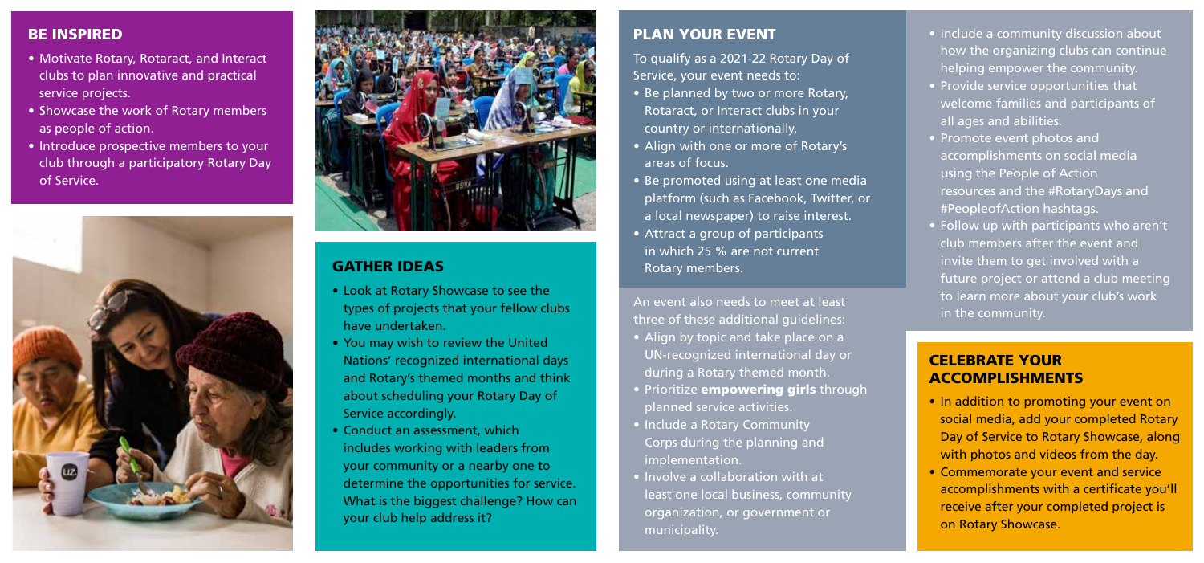## BE INSPIRED

- Motivate Rotary, Rotaract, and Interact clubs to plan innovative and practical service projects.
- Showcase the work of Rotary members as people of action.
- Introduce prospective members to your club through a participatory Rotary Day of Service.

## GATHER IDEAS

- Look at Rotary Showcase to see the types of projects that your fellow clubs have undertaken.
- You may wish to review the United Nations' recognized international days and Rotary's themed months and think about scheduling your Rotary Day of Service accordingly.
- Conduct an assessment, which includes working with leaders from your community or a nearby one to determine the opportunities for service. What is the biggest challenge? How can your club help address it?

## PLAN YOUR EVENT

To qualify as a 2021-22 Rotary Day of Service, your event needs to:

- Be planned by two or more Rotary, Rotaract, or Interact clubs in your country or internationally.
- Align with one or more of Rotary's areas of focus.
- Be promoted using at least one media platform (such as Facebook, Twitter, or a local newspaper) to raise interest.
- Attract a group of participants in which 25 % are not current Rotary members.

An event also needs to meet at least three of these additional guidelines:

- Align by topic and take place on a UN-recognized international day or during a Rotary themed month.
- Prioritize **empowering girls** through planned service activities.
- Include a Rotary Community Corps during the planning and implementation.
- Involve a collaboration with at least one local business, community organization, or government or municipality.
- Include a community discussion about how the organizing clubs can continue helping empower the community.
- Provide service opportunities that welcome families and participants of all ages and abilities.
- Promote event photos and accomplishments on social media using the People of Action resources and the #RotaryDays and #PeopleofAction hashtags.
- Follow up with participants who aren't club members after the event and invite them to get involved with a future project or attend a club meeting to learn more about your club's work in the community.

## CELEBRATE YOUR ACCOMPLISHMENTS

- In addition to promoting your event on social media, add your completed Rotary Day of Service to Rotary Showcase, along with photos and videos from the day.
- Commemorate your event and service accomplishments with a certificate you'll receive after your completed project is on Rotary Showcase.